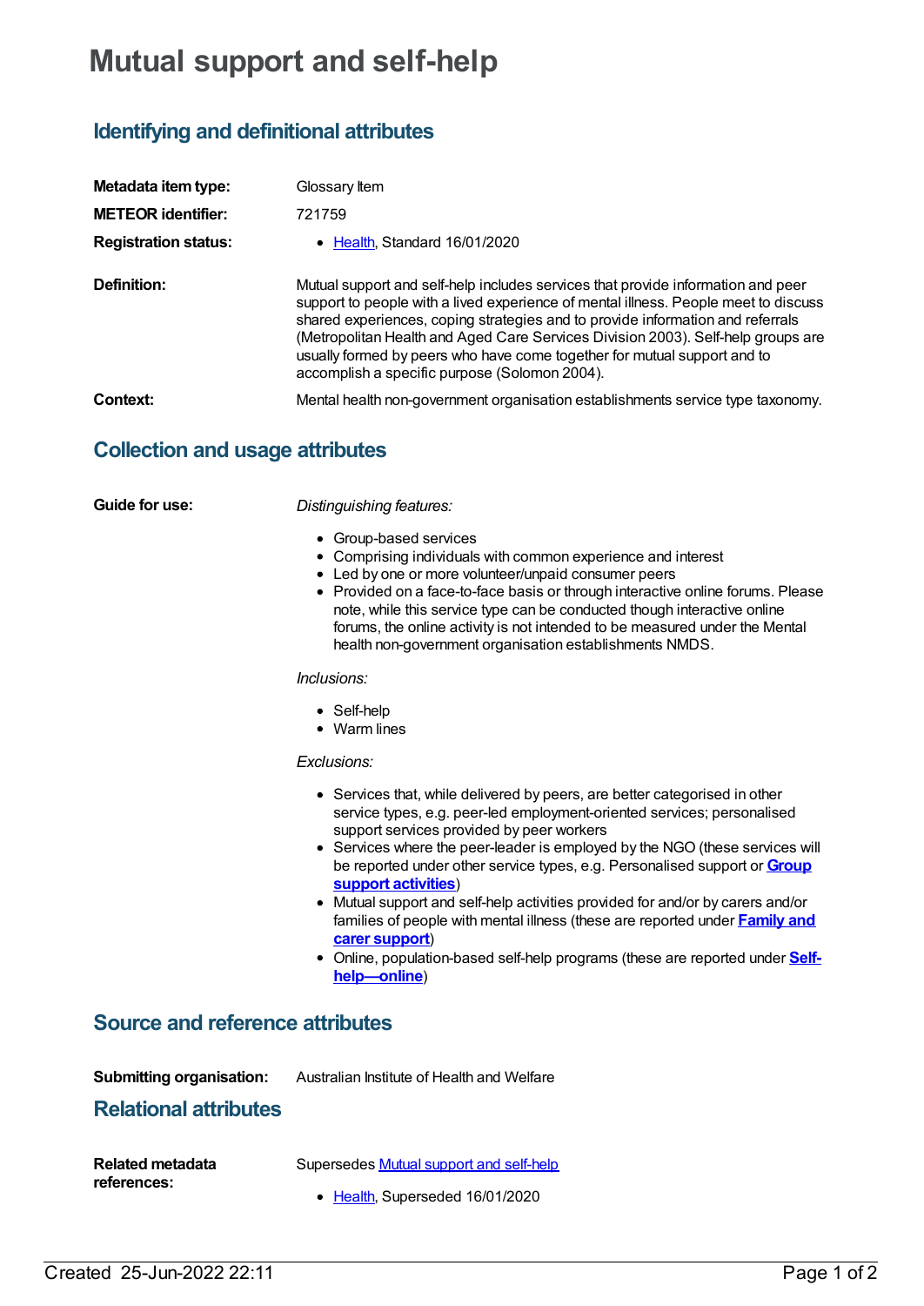# Mutual support and self-help

## Identifying and definitional attributes

**Metadata item type:** Glossary Item

**METEOR identifier:** 721759

**Registration status:**

- Health, Standard 16/01/2020

**Definition:** Mutual support and self-help includes services that provide information and peer support to people with a lived experience of mental illness. People meet to discuss shared experiences, coping strategies and to provide information and referrals (Metropolitan Health and Aged Care Services Division 2003). Self-help groups are usually formed by peers who have come together for mutual support and to accomplish a specific purpose (Solomon 2004).

**Context:** Mental health non-government organisation establishments service type taxonomy.

## Collection and usage attributes

**Guide for use:**

*Distinguishing features:*

- Group-based services
- Comprising individuals with common experience and interest
- Led by one or more volunteer/unpaid consumer peers
- Provided on a face-to-face basis or through interactive online forums. Please note, while this service type can be conducted though interactive online forums, the online activity is not intended to be measured under the Mental health non-government organisation establishments NMDS.

*Inclusions:*

- Self-help
- Warm lines

*Exclusions:*

- Services that, while delivered by peers, are better categorised in other service types, e.g. peer-led employment-oriented services; personalised support services provided by peer workers
- Services where the peer-leader is employed by the NGO (these services will be reported under other service types, e.g. Personalised support or **Group support activities**)
- Mutual support and self-help activities provided for and/or by carers and/or families of people with mental illness (these are reported under **Family and carer support**)
- Online, population-based self-help programs (these are reported under **Self-help—online**)

## Source and reference attributes

**Submitting organisation:** Australian Institute of Health and Welfare

## Relational attributes

**Related metadata references:** Supersedes Mutual support and self-help

- Health, Superseded 16/01/2020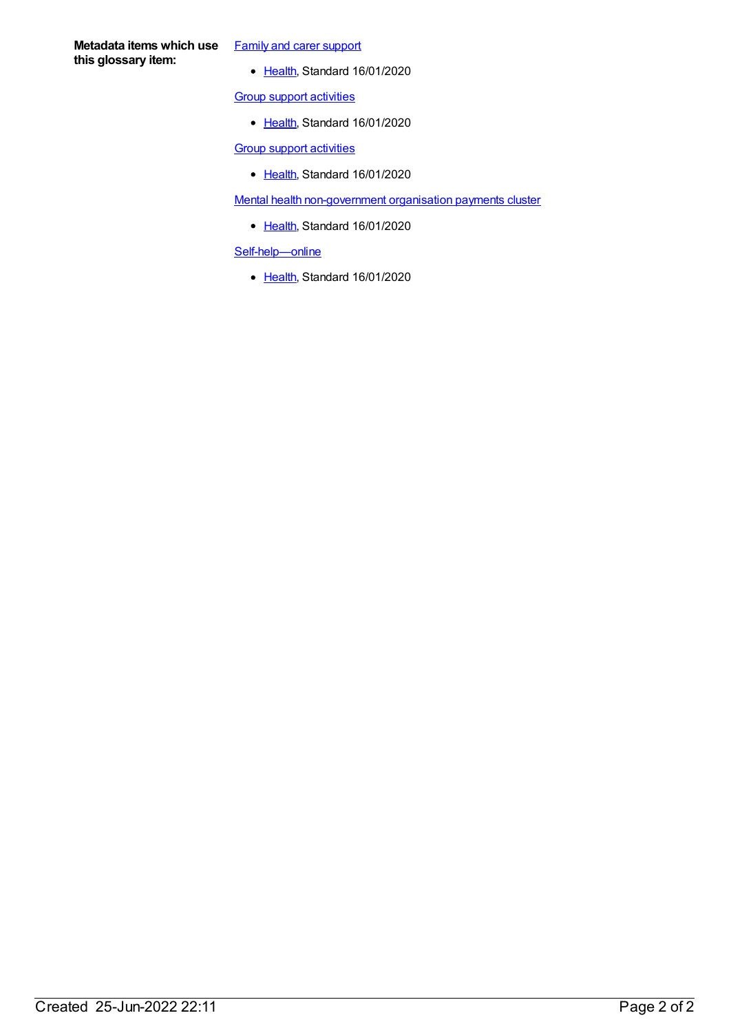**Metadata items which use this glossary item:**

Family and carer support

- Health, Standard 16/01/2020

Group support activities

- Health, Standard 16/01/2020

Group support activities

- Health, Standard 16/01/2020

Mental health non-government organisation payments cluster

- Health, Standard 16/01/2020

Self-help—online

- Health, Standard 16/01/2020